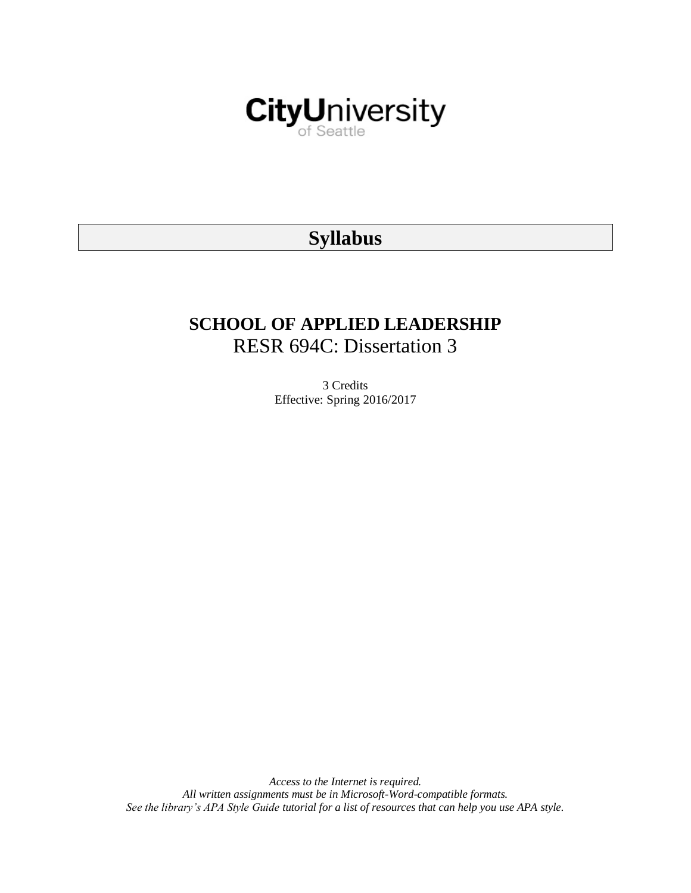CityUniversity of Seattle

# Syllabus

## SCHOOL OF APPLIED LEADERSHIP

RESR 694C: Dissertation 3

3 Credits
Effective: Spring 2016/2017

*Access to the Internet is required.*
*All written assignments must be in Microsoft-Word-compatible formats.*
*See the library's APA Style Guide tutorial for a list of resources that can help you use APA style.*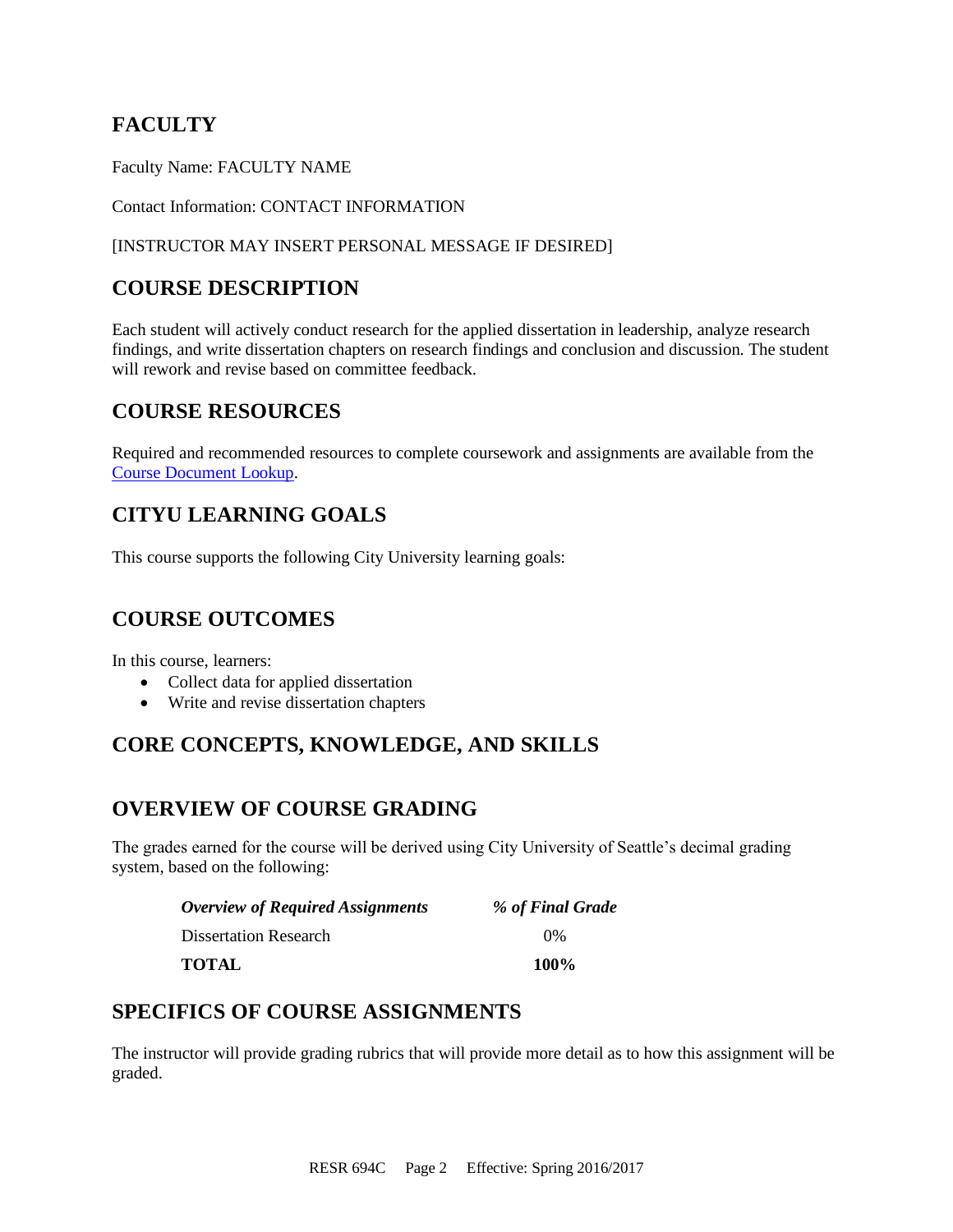## FACULTY

Faculty Name: FACULTY NAME

Contact Information: CONTACT INFORMATION

[INSTRUCTOR MAY INSERT PERSONAL MESSAGE IF DESIRED]

## COURSE DESCRIPTION

Each student will actively conduct research for the applied dissertation in leadership, analyze research findings, and write dissertation chapters on research findings and conclusion and discussion. The student will rework and revise based on committee feedback.

## COURSE RESOURCES

Required and recommended resources to complete coursework and assignments are available from the Course Document Lookup.

## CITYU LEARNING GOALS

This course supports the following City University learning goals:

## COURSE OUTCOMES

In this course, learners:

- Collect data for applied dissertation
- Write and revise dissertation chapters

## CORE CONCEPTS, KNOWLEDGE, AND SKILLS

## OVERVIEW OF COURSE GRADING

The grades earned for the course will be derived using City University of Seattle's decimal grading system, based on the following:

| ***Overview of Required Assignments*** | ***% of Final Grade*** |
|---|---|
| Dissertation Research | 0% |
| **TOTAL** | **100%** |

## SPECIFICS OF COURSE ASSIGNMENTS

The instructor will provide grading rubrics that will provide more detail as to how this assignment will be graded.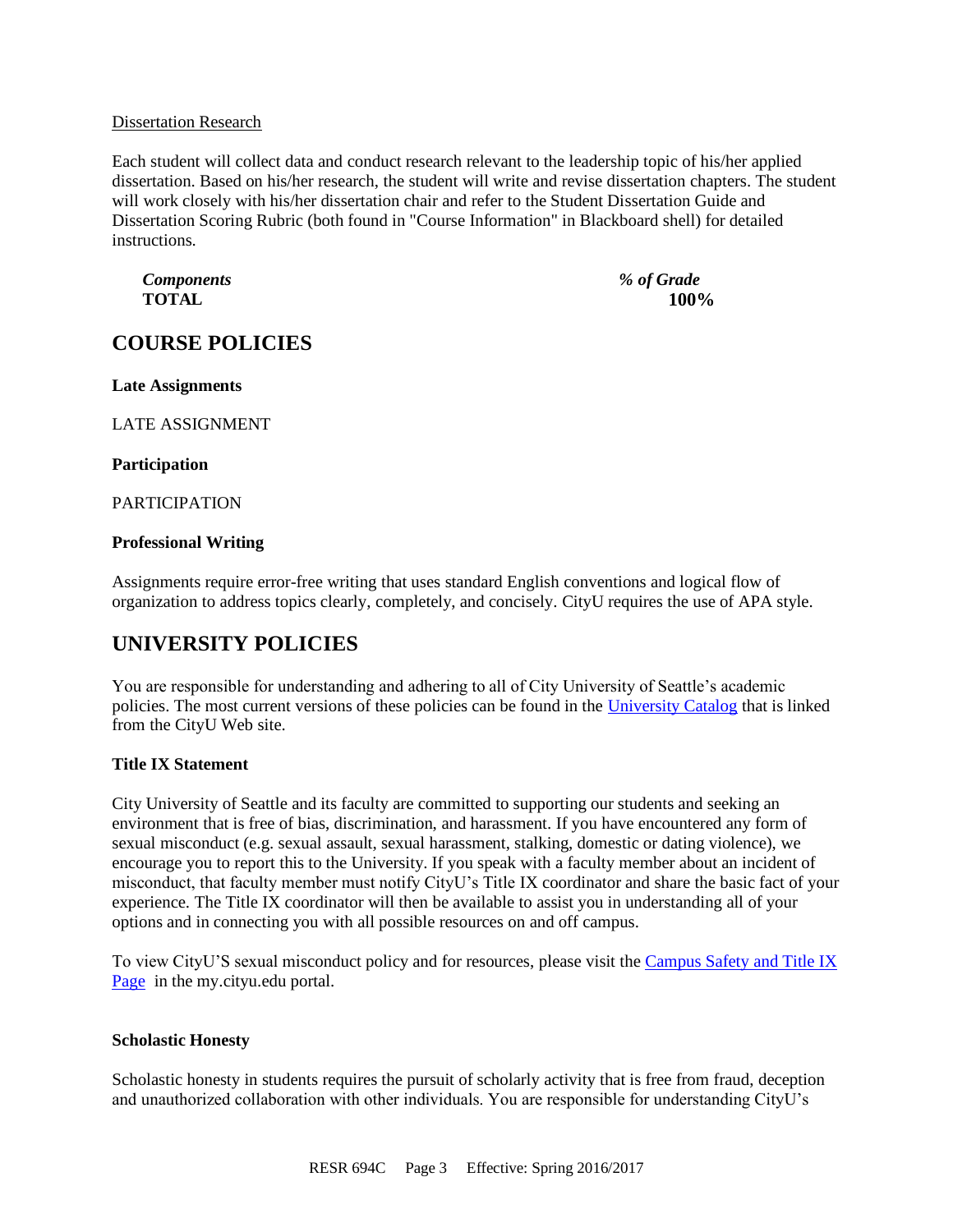Dissertation Research

Each student will collect data and conduct research relevant to the leadership topic of his/her applied dissertation. Based on his/her research, the student will write and revise dissertation chapters. The student will work closely with his/her dissertation chair and refer to the Student Dissertation Guide and Dissertation Scoring Rubric (both found in "Course Information" in Blackboard shell) for detailed instructions.

| *Components* | *% of Grade* |
|---|---|
| **TOTAL** | **100%** |

## COURSE POLICIES

**Late Assignments**

LATE ASSIGNMENT

**Participation**

PARTICIPATION

**Professional Writing**

Assignments require error-free writing that uses standard English conventions and logical flow of organization to address topics clearly, completely, and concisely. CityU requires the use of APA style.

## UNIVERSITY POLICIES

You are responsible for understanding and adhering to all of City University of Seattle's academic policies. The most current versions of these policies can be found in the University Catalog that is linked from the CityU Web site.

**Title IX Statement**

City University of Seattle and its faculty are committed to supporting our students and seeking an environment that is free of bias, discrimination, and harassment. If you have encountered any form of sexual misconduct (e.g. sexual assault, sexual harassment, stalking, domestic or dating violence), we encourage you to report this to the University. If you speak with a faculty member about an incident of misconduct, that faculty member must notify CityU's Title IX coordinator and share the basic fact of your experience. The Title IX coordinator will then be available to assist you in understanding all of your options and in connecting you with all possible resources on and off campus.

To view CityU'S sexual misconduct policy and for resources, please visit the Campus Safety and Title IX Page in the my.cityu.edu portal.

**Scholastic Honesty**

Scholastic honesty in students requires the pursuit of scholarly activity that is free from fraud, deception and unauthorized collaboration with other individuals. You are responsible for understanding CityU's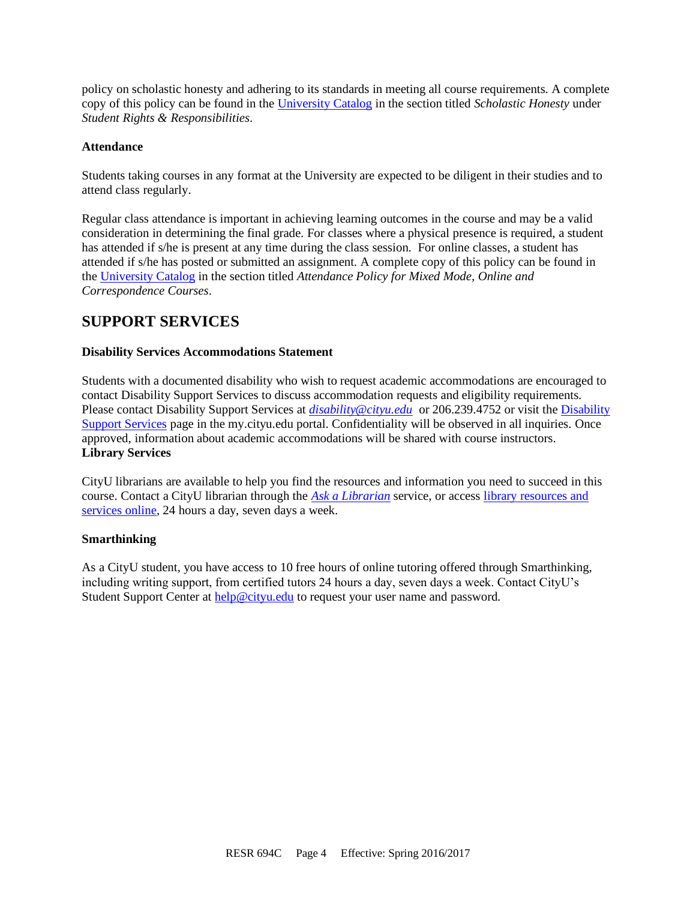policy on scholastic honesty and adhering to its standards in meeting all course requirements. A complete copy of this policy can be found in the University Catalog in the section titled *Scholastic Honesty* under *Student Rights & Responsibilities*.

**Attendance**

Students taking courses in any format at the University are expected to be diligent in their studies and to attend class regularly.

Regular class attendance is important in achieving learning outcomes in the course and may be a valid consideration in determining the final grade. For classes where a physical presence is required, a student has attended if s/he is present at any time during the class session. For online classes, a student has attended if s/he has posted or submitted an assignment. A complete copy of this policy can be found in the University Catalog in the section titled *Attendance Policy for Mixed Mode, Online and Correspondence Courses*.

## SUPPORT SERVICES

**Disability Services Accommodations Statement**

Students with a documented disability who wish to request academic accommodations are encouraged to contact Disability Support Services to discuss accommodation requests and eligibility requirements. Please contact Disability Support Services at *disability@cityu.edu* or 206.239.4752 or visit the Disability Support Services page in the my.cityu.edu portal. Confidentiality will be observed in all inquiries. Once approved, information about academic accommodations will be shared with course instructors.

**Library Services**

CityU librarians are available to help you find the resources and information you need to succeed in this course. Contact a CityU librarian through the *Ask a Librarian* service, or access library resources and services online, 24 hours a day, seven days a week.

**Smarthinking**

As a CityU student, you have access to 10 free hours of online tutoring offered through Smarthinking, including writing support, from certified tutors 24 hours a day, seven days a week. Contact CityU's Student Support Center at help@cityu.edu to request your user name and password.